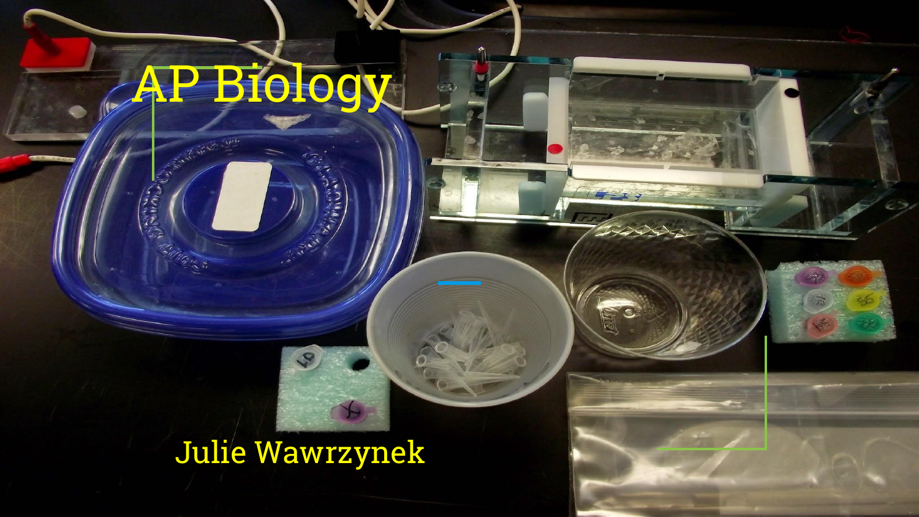# AP Biology

Julie Wawrzynek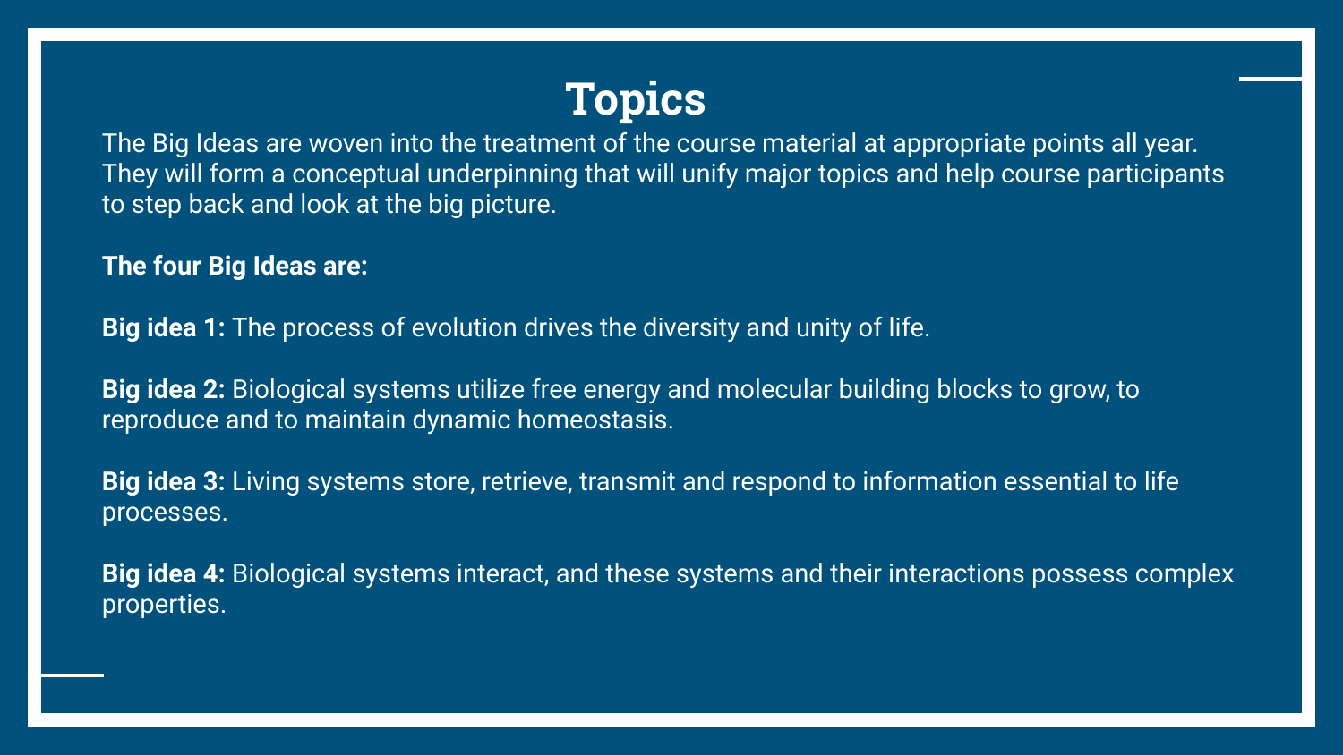# Topics

The Big Ideas are woven into the treatment of the course material at appropriate points all year. They will form a conceptual underpinning that will unify major topics and help course participants to step back and look at the big picture.

**The four Big Ideas are:**

**Big idea 1:** The process of evolution drives the diversity and unity of life.

**Big idea 2:** Biological systems utilize free energy and molecular building blocks to grow, to reproduce and to maintain dynamic homeostasis.

**Big idea 3:** Living systems store, retrieve, transmit and respond to information essential to life processes.

**Big idea 4:** Biological systems interact, and these systems and their interactions possess complex properties.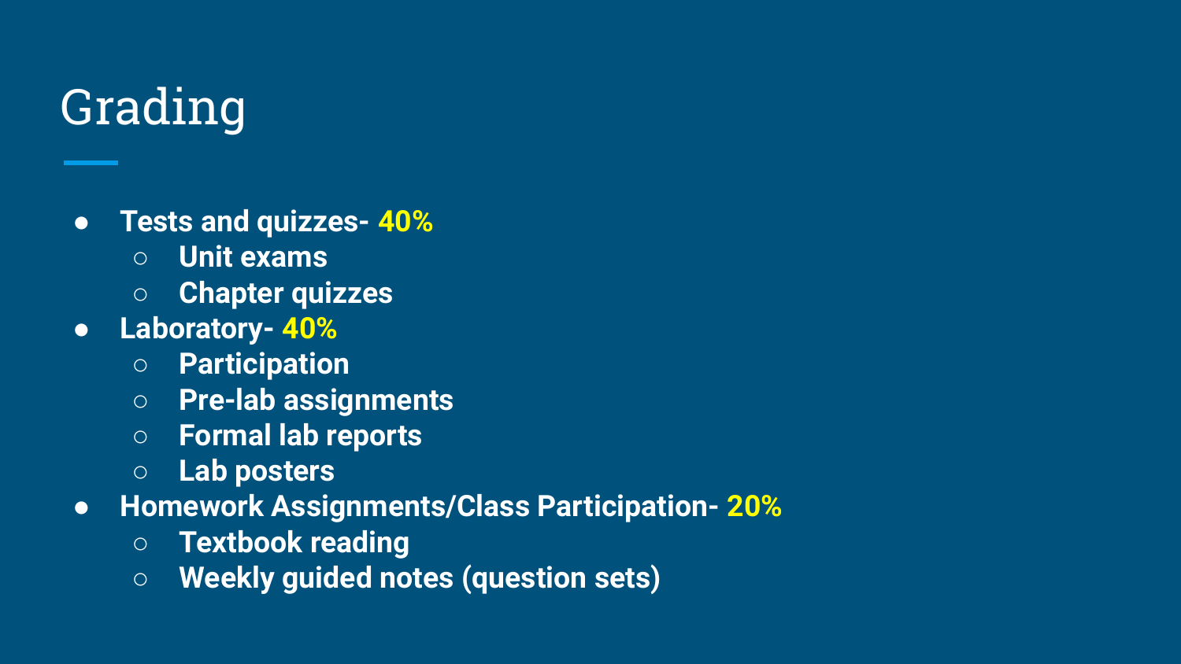# Grading

- **Tests and quizzes- 40%**
  - **Unit exams**
  - **Chapter quizzes**
- **Laboratory- 40%**
  - **Participation**
  - **Pre-lab assignments**
  - **Formal lab reports**
  - **Lab posters**
- **Homework Assignments/Class Participation- 20%**
  - **Textbook reading**
  - **Weekly guided notes (question sets)**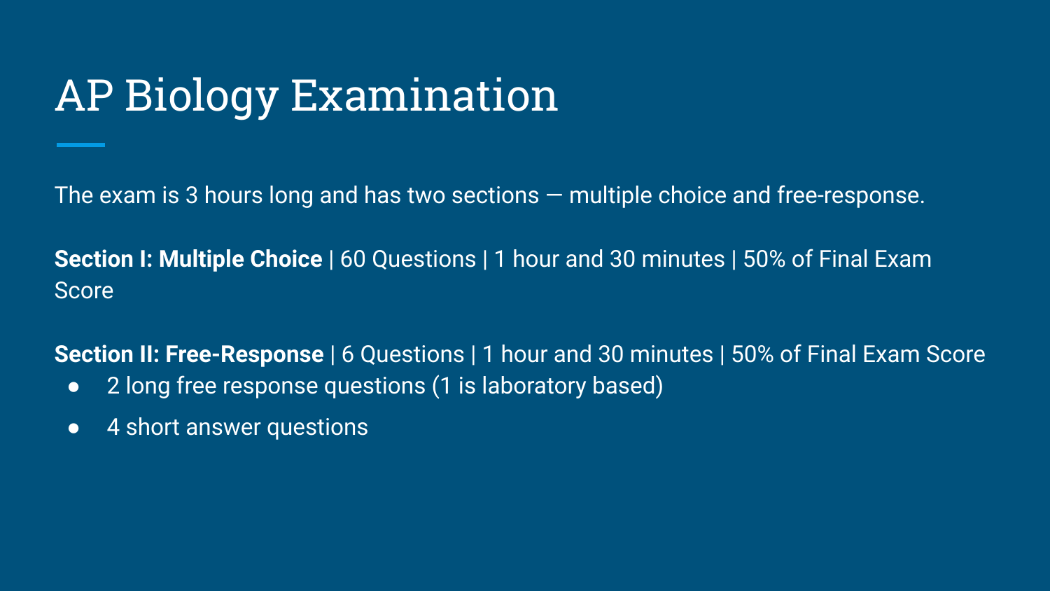# AP Biology Examination

The exam is 3 hours long and has two sections — multiple choice and free-response.

**Section I: Multiple Choice** | 60 Questions | 1 hour and 30 minutes | 50% of Final Exam Score

**Section II: Free-Response** | 6 Questions | 1 hour and 30 minutes | 50% of Final Exam Score

- 2 long free response questions (1 is laboratory based)
- 4 short answer questions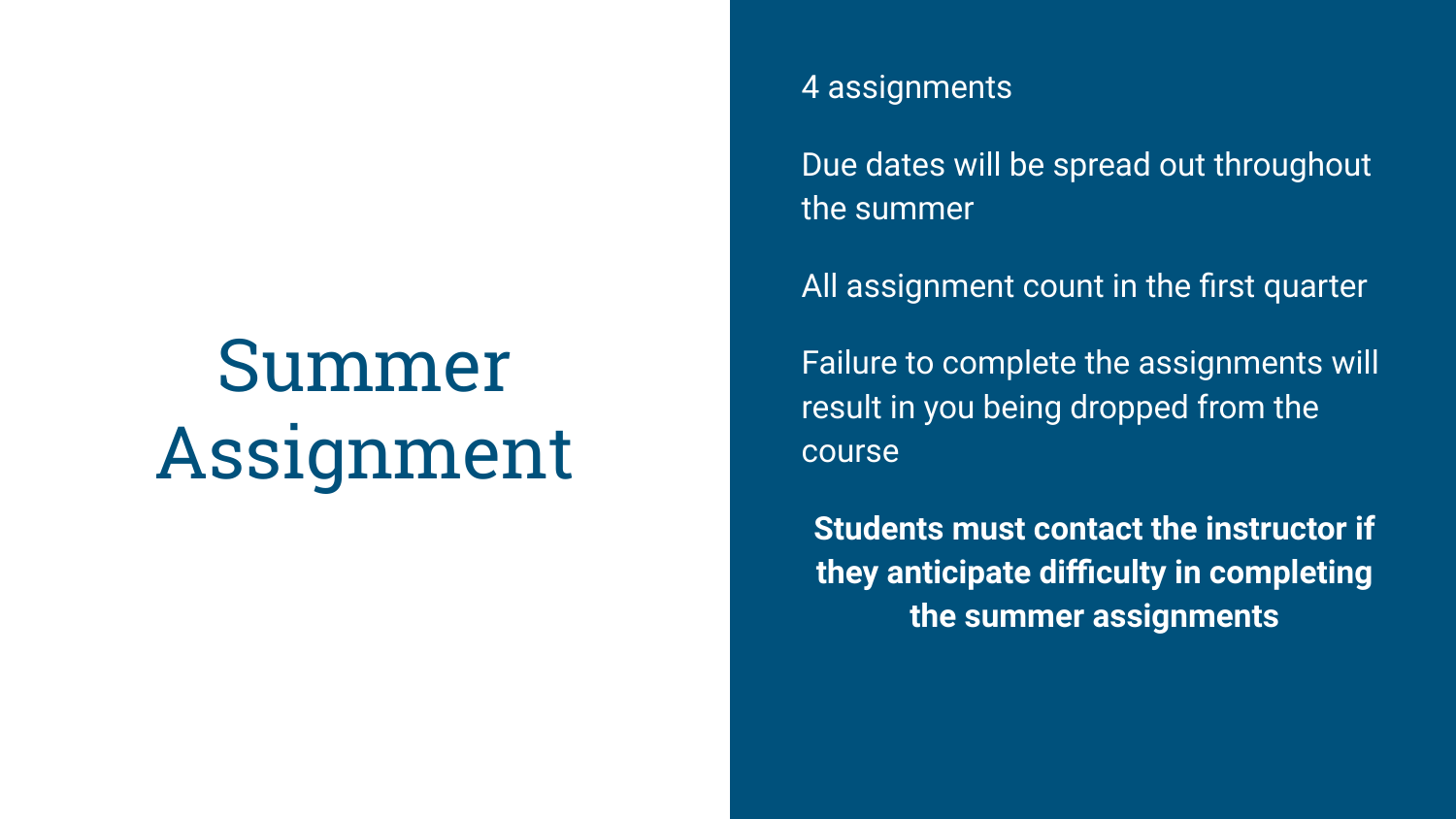# Summer Assignment

4 assignments

Due dates will be spread out throughout the summer

All assignment count in the first quarter

Failure to complete the assignments will result in you being dropped from the course

**Students must contact the instructor if they anticipate difficulty in completing the summer assignments**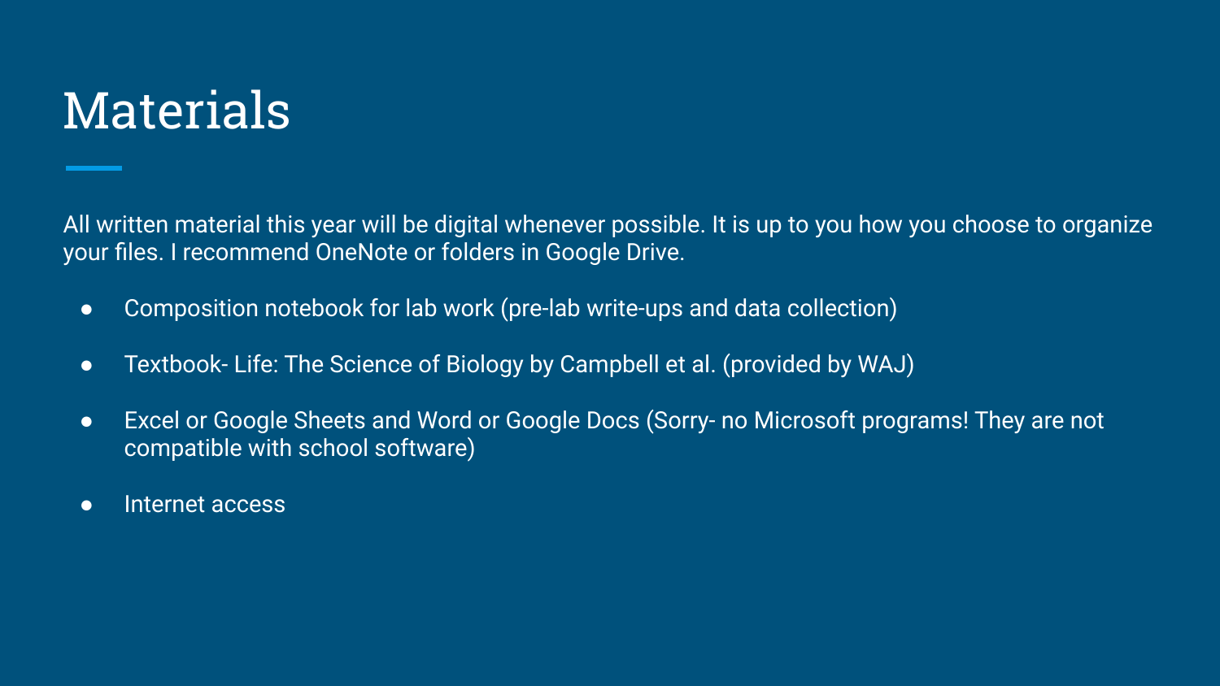# Materials

All written material this year will be digital whenever possible. It is up to you how you choose to organize your files. I recommend OneNote or folders in Google Drive.

- Composition notebook for lab work (pre-lab write-ups and data collection)
- Textbook- Life: The Science of Biology by Campbell et al. (provided by WAJ)
- Excel or Google Sheets and Word or Google Docs (Sorry- no Microsoft programs! They are not compatible with school software)
- Internet access